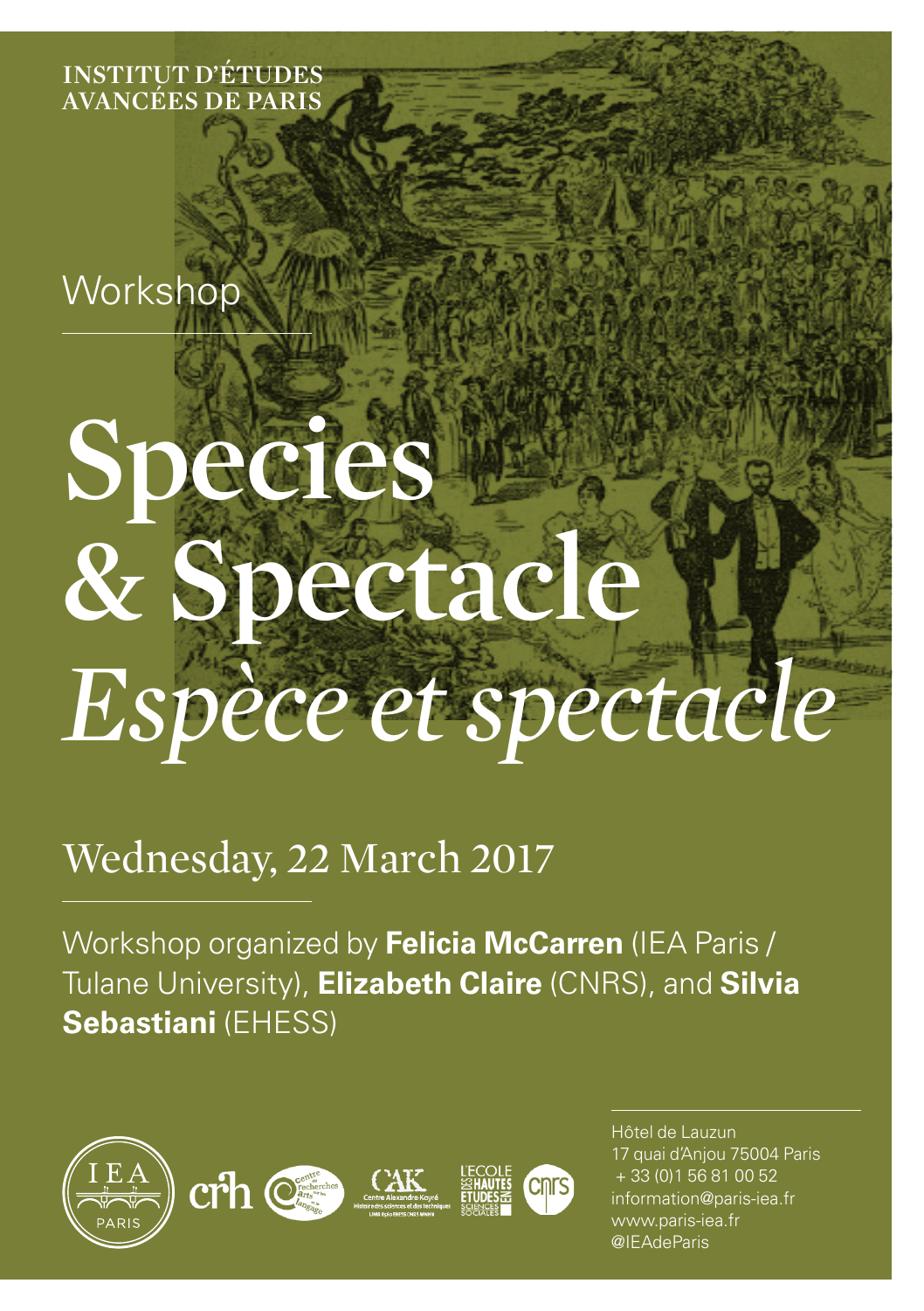INSTITUT D'ÉTUDES AVANCÉES DE PARIS

Workshop

# Species & Spectacle *Espèce et spectacle*

## Wednesday, 22 March 2017

Workshop organized by **Felicia McCarren** (IEA Paris / Tulane University), **Elizabeth Claire** (CNRS), and **Silvia Sebastiani** (EHESS)

Hôtel de Lauzun
17 quai d'Anjou 75004 Paris
+ 33 (0)1 56 81 00 52
information@paris-iea.fr
www.paris-iea.fr
@IEAdeParis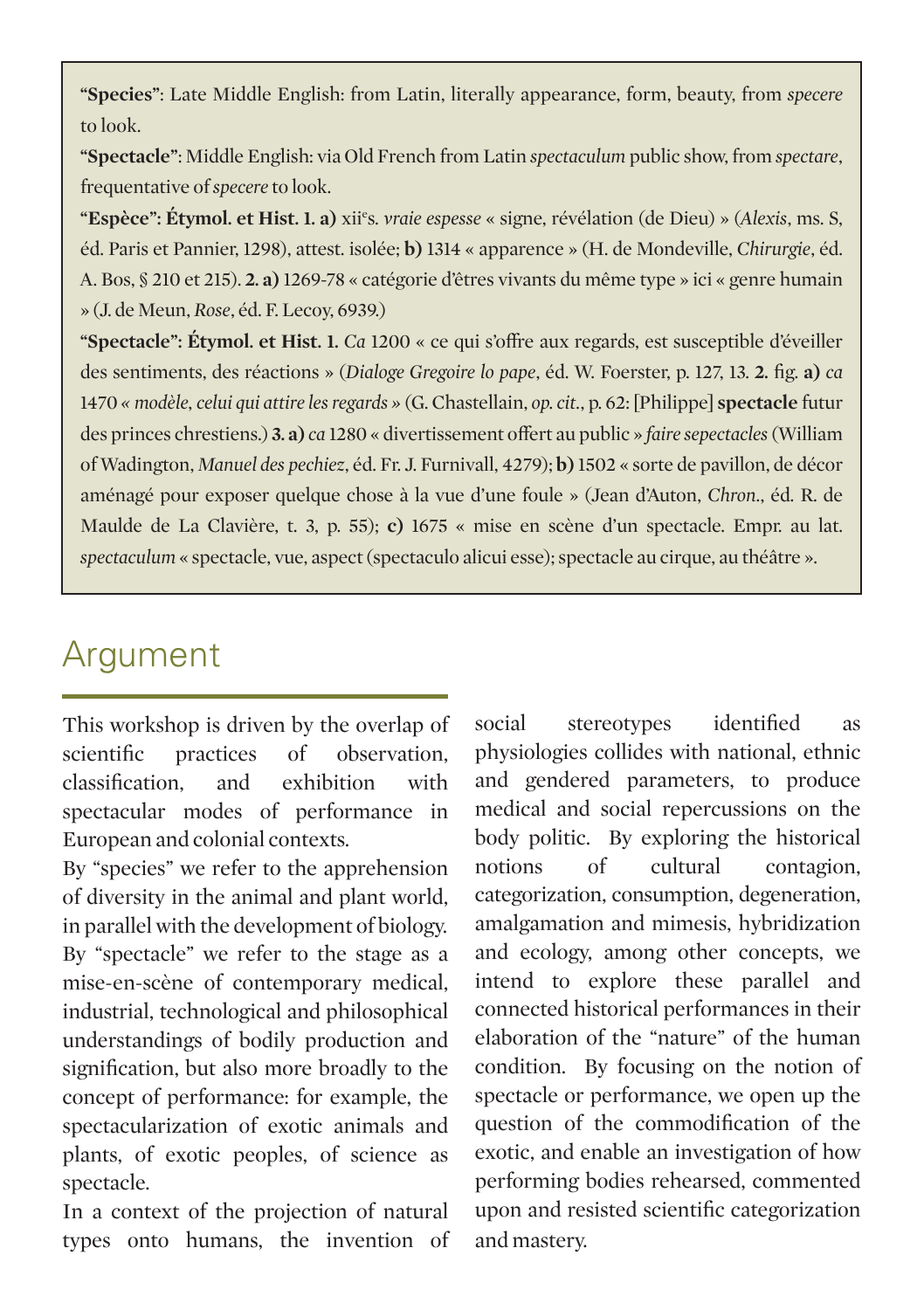**"Species"**: Late Middle English: from Latin, literally appearance, form, beauty, from *specere* to look.

**"Spectacle"**: Middle English: via Old French from Latin *spectaculum* public show, from *spectare*, frequentative of *specere* to look.

**"Espèce": Étymol. et Hist. 1. a)** xii[e]s. *vraie espesse* « signe, révélation (de Dieu) » (*Alexis*, ms. S, éd. Paris et Pannier, 1298), attest. isolée; **b)** 1314 « apparence » (H. de Mondeville, *Chirurgie*, éd. A. Bos, § 210 et 215). **2. a)** 1269-78 « catégorie d'êtres vivants du même type » ici « genre humain » (J. de Meun, *Rose*, éd. F. Lecoy, 6939.)

**"Spectacle": Étymol. et Hist. 1.** *Ca* 1200 « ce qui s'offre aux regards, est susceptible d'éveiller des sentiments, des réactions » (*Dialoge Gregoire lo pape*, éd. W. Foerster, p. 127, 13. **2.** fig. **a)** *ca* 1470 *« modèle, celui qui attire les regards »* (G. Chastellain, *op. cit.*, p. 62: [Philippe] **spectacle** futur des princes chrestiens.) **3. a)** *ca* 1280 « divertissement offert au public *» faire sepectacles* (William of Wadington, *Manuel des pechiez*, éd. Fr. J. Furnivall, 4279); **b)** 1502 « sorte de pavillon, de décor aménagé pour exposer quelque chose à la vue d'une foule » (Jean d'Auton, *Chron.*, éd. R. de Maulde de La Clavière, t. 3, p. 55); **c)** 1675 « mise en scène d'un spectacle. Empr. au lat. *spectaculum* « spectacle, vue, aspect (spectaculo alicui esse); spectacle au cirque, au théâtre ».

## Argument

This workshop is driven by the overlap of scientific practices of observation, classification, and exhibition with spectacular modes of performance in European and colonial contexts.

By "species" we refer to the apprehension of diversity in the animal and plant world, in parallel with the development of biology. By "spectacle" we refer to the stage as a mise-en-scène of contemporary medical, industrial, technological and philosophical understandings of bodily production and signification, but also more broadly to the concept of performance: for example, the spectacularization of exotic animals and plants, of exotic peoples, of science as spectacle.

In a context of the projection of natural types onto humans, the invention of social stereotypes identified as physiologies collides with national, ethnic and gendered parameters, to produce medical and social repercussions on the body politic. By exploring the historical notions of cultural contagion, categorization, consumption, degeneration, amalgamation and mimesis, hybridization and ecology, among other concepts, we intend to explore these parallel and connected historical performances in their elaboration of the "nature" of the human condition. By focusing on the notion of spectacle or performance, we open up the question of the commodification of the exotic, and enable an investigation of how performing bodies rehearsed, commented upon and resisted scientific categorization and mastery.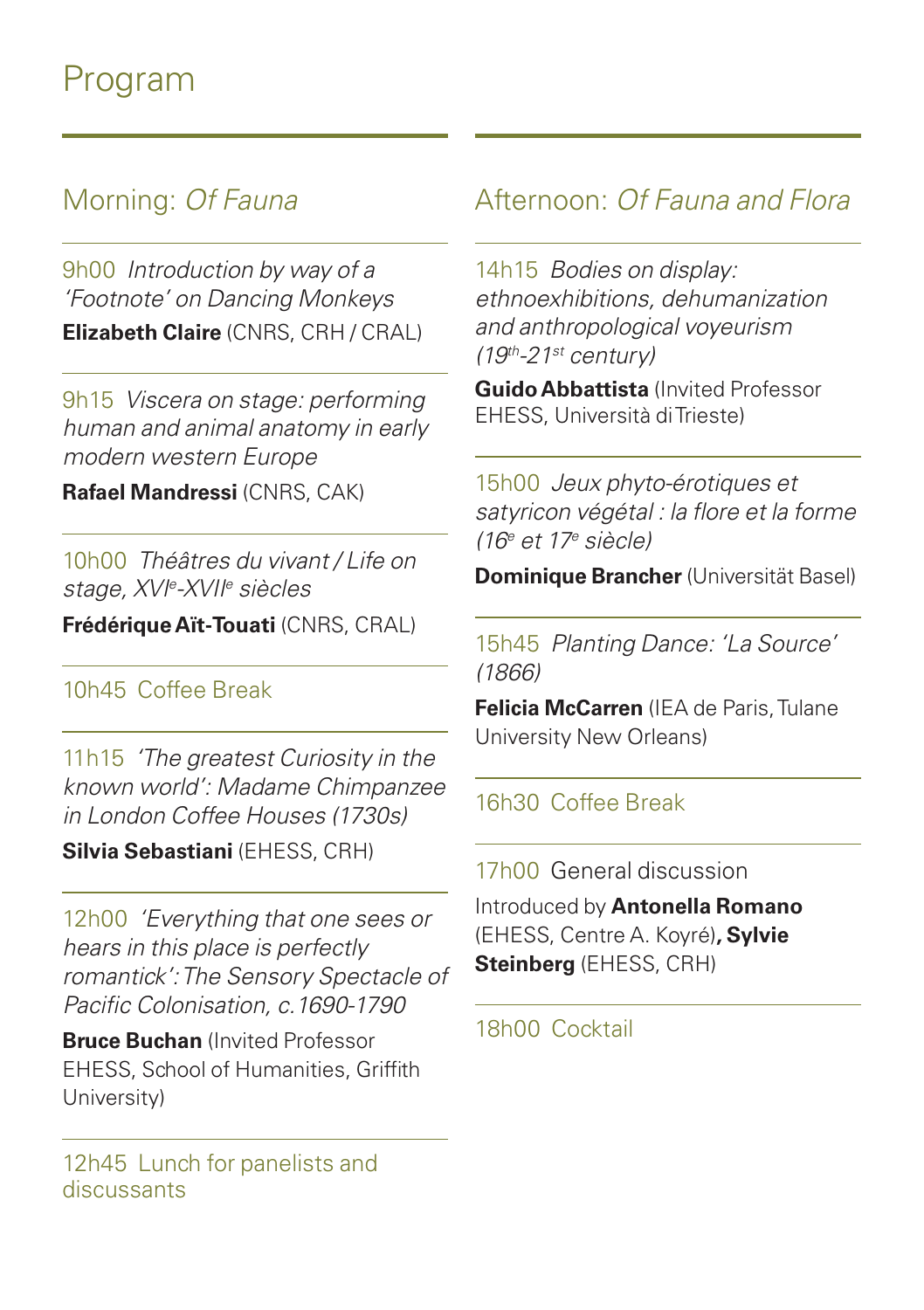# Program

## Morning: *Of Fauna*

9h00 *Introduction by way of a 'Footnote' on Dancing Monkeys*
**Elizabeth Claire** (CNRS, CRH / CRAL)

9h15 *Viscera on stage: performing human and animal anatomy in early modern western Europe*
**Rafael Mandressi** (CNRS, CAK)

10h00 *Théâtres du vivant / Life on stage, XVI$^{e}$-XVII$^{e}$ siècles*
**Frédérique Aït-Touati** (CNRS, CRAL)

10h45 Coffee Break

11h15 *'The greatest Curiosity in the known world': Madame Chimpanzee in London Coffee Houses (1730s)*
**Silvia Sebastiani** (EHESS, CRH)

12h00 *'Everything that one sees or hears in this place is perfectly romantick': The Sensory Spectacle of Pacific Colonisation, c.1690-1790*
**Bruce Buchan** (Invited Professor EHESS, School of Humanities, Griffith University)

12h45 Lunch for panelists and discussants

## Afternoon: *Of Fauna and Flora*

14h15 *Bodies on display: ethnoexhibitions, dehumanization and anthropological voyeurism (19$^{th}$-21$^{st}$ century)*
**Guido Abbattista** (Invited Professor EHESS, Università di Trieste)

15h00 *Jeux phyto-érotiques et satyricon végétal : la flore et la forme (16$^{e}$ et 17$^{e}$ siècle)*
**Dominique Brancher** (Universität Basel)

15h45 *Planting Dance: 'La Source' (1866)*
**Felicia McCarren** (IEA de Paris, Tulane University New Orleans)

16h30 Coffee Break

17h00 General discussion
Introduced by **Antonella Romano** (EHESS, Centre A. Koyré)**, Sylvie Steinberg** (EHESS, CRH)

18h00 Cocktail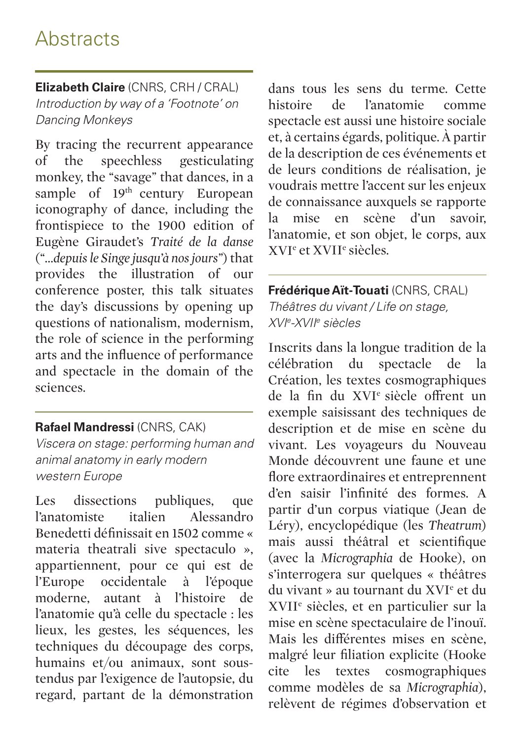# Abstracts

**Elizabeth Claire** (CNRS, CRH / CRAL)
*Introduction by way of a 'Footnote' on Dancing Monkeys*

By tracing the recurrent appearance of the speechless gesticulating monkey, the "savage" that dances, in a sample of 19th century European iconography of dance, including the frontispiece to the 1900 edition of Eugène Giraudet's *Traité de la danse* ("*...depuis le Singe jusqu'à nos jours*") that provides the illustration of our conference poster, this talk situates the day's discussions by opening up questions of nationalism, modernism, the role of science in the performing arts and the influence of performance and spectacle in the domain of the sciences.

---

**Rafael Mandressi** (CNRS, CAK)
*Viscera on stage: performing human and animal anatomy in early modern western Europe*

Les dissections publiques, que l'anatomiste italien Alessandro Benedetti définissait en 1502 comme « materia theatrali sive spectaculo », appartiennent, pour ce qui est de l'Europe occidentale à l'époque moderne, autant à l'histoire de l'anatomie qu'à celle du spectacle : les lieux, les gestes, les séquences, les techniques du découpage des corps, humains et/ou animaux, sont sous-tendus par l'exigence de l'autopsie, du regard, partant de la démonstration dans tous les sens du terme. Cette histoire de l'anatomie comme spectacle est aussi une histoire sociale et, à certains égards, politique. À partir de la description de ces événements et de leurs conditions de réalisation, je voudrais mettre l'accent sur les enjeux de connaissance auxquels se rapporte la mise en scène d'un savoir, l'anatomie, et son objet, le corps, aux XVIe et XVIIe siècles.

---

**Frédérique Aït-Touati** (CNRS, CRAL)
*Théâtres du vivant / Life on stage, XVIe-XVIIe siècles*

Inscrits dans la longue tradition de la célébration du spectacle de la Création, les textes cosmographiques de la fin du XVIe siècle offrent un exemple saisissant des techniques de description et de mise en scène du vivant. Les voyageurs du Nouveau Monde découvrent une faune et une flore extraordinaires et entreprennent d'en saisir l'infinité des formes. A partir d'un corpus viatique (Jean de Léry), encyclopédique (les *Theatrum*) mais aussi théâtral et scientifique (avec la *Micrographia* de Hooke), on s'interrogera sur quelques « théâtres du vivant » au tournant du XVIe et du XVIIe siècles, et en particulier sur la mise en scène spectaculaire de l'inouï. Mais les différentes mises en scène, malgré leur filiation explicite (Hooke cite les textes cosmographiques comme modèles de sa *Micrographia*), relèvent de régimes d'observation et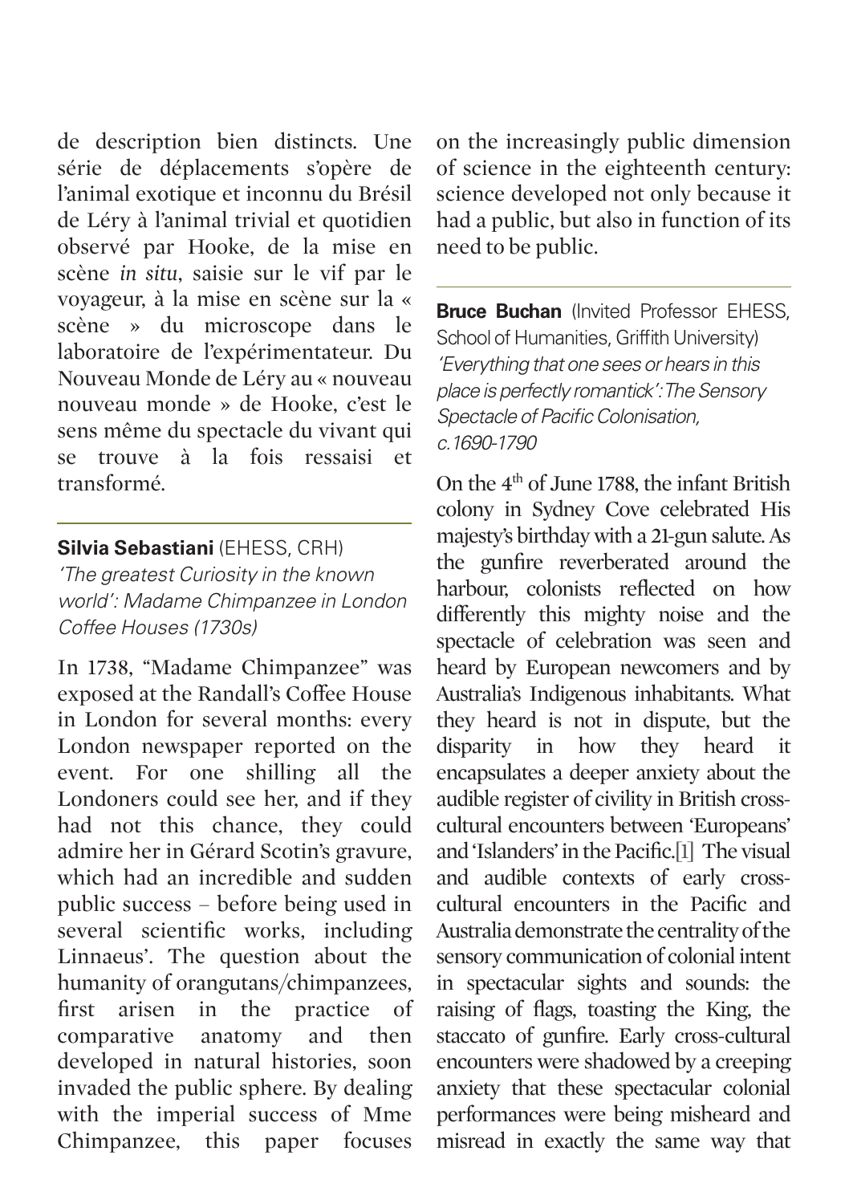de description bien distincts. Une série de déplacements s'opère de l'animal exotique et inconnu du Brésil de Léry à l'animal trivial et quotidien observé par Hooke, de la mise en scène *in situ*, saisie sur le vif par le voyageur, à la mise en scène sur la « scène » du microscope dans le laboratoire de l'expérimentateur. Du Nouveau Monde de Léry au « nouveau nouveau monde » de Hooke, c'est le sens même du spectacle du vivant qui se trouve à la fois ressaisi et transformé.

---

**Silvia Sebastiani** (EHESS, CRH)
*'The greatest Curiosity in the known world': Madame Chimpanzee in London Coffee Houses (1730s)*

In 1738, "Madame Chimpanzee" was exposed at the Randall's Coffee House in London for several months: every London newspaper reported on the event. For one shilling all the Londoners could see her, and if they had not this chance, they could admire her in Gérard Scotin's gravure, which had an incredible and sudden public success – before being used in several scientific works, including Linnaeus'. The question about the humanity of orangutans/chimpanzees, first arisen in the practice of comparative anatomy and then developed in natural histories, soon invaded the public sphere. By dealing with the imperial success of Mme Chimpanzee, this paper focuses on the increasingly public dimension of science in the eighteenth century: science developed not only because it had a public, but also in function of its need to be public.

---

**Bruce Buchan** (Invited Professor EHESS, School of Humanities, Griffith University)
*'Everything that one sees or hears in this place is perfectly romantick': The Sensory Spectacle of Pacific Colonisation, c.1690-1790*

On the 4th of June 1788, the infant British colony in Sydney Cove celebrated His majesty's birthday with a 21-gun salute. As the gunfire reverberated around the harbour, colonists reflected on how differently this mighty noise and the spectacle of celebration was seen and heard by European newcomers and by Australia's Indigenous inhabitants. What they heard is not in dispute, but the disparity in how they heard it encapsulates a deeper anxiety about the audible register of civility in British cross-cultural encounters between 'Europeans' and 'Islanders' in the Pacific.[1] The visual and audible contexts of early cross-cultural encounters in the Pacific and Australia demonstrate the centrality of the sensory communication of colonial intent in spectacular sights and sounds: the raising of flags, toasting the King, the staccato of gunfire. Early cross-cultural encounters were shadowed by a creeping anxiety that these spectacular colonial performances were being misheard and misread in exactly the same way that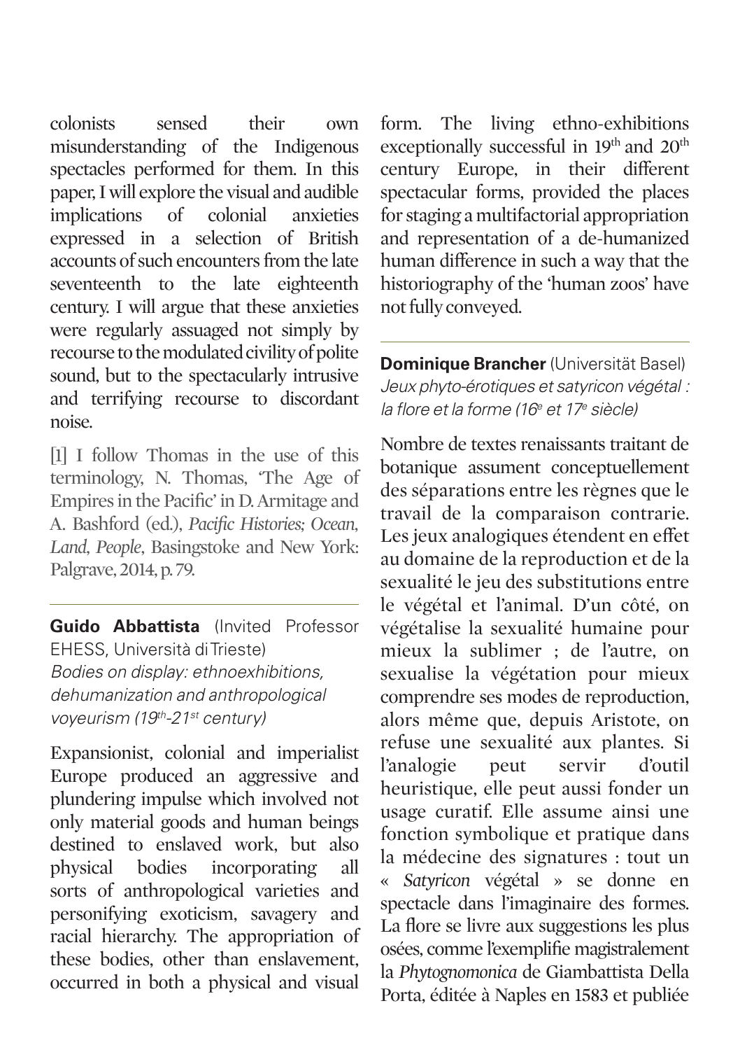colonists sensed their own misunderstanding of the Indigenous spectacles performed for them. In this paper, I will explore the visual and audible implications of colonial anxieties expressed in a selection of British accounts of such encounters from the late seventeenth to the late eighteenth century. I will argue that these anxieties were regularly assuaged not simply by recourse to the modulated civility of polite sound, but to the spectacularly intrusive and terrifying recourse to discordant noise.

[1] I follow Thomas in the use of this terminology, N. Thomas, 'The Age of Empires in the Pacific' in D. Armitage and A. Bashford (ed.), *Pacific Histories; Ocean, Land, People*, Basingstoke and New York: Palgrave, 2014, p. 79.

---

**Guido Abbattista** (Invited Professor EHESS, Università di Trieste)
*Bodies on display: ethnoexhibitions, dehumanization and anthropological voyeurism (19th-21st century)*

Expansionist, colonial and imperialist Europe produced an aggressive and plundering impulse which involved not only material goods and human beings destined to enslaved work, but also physical bodies incorporating all sorts of anthropological varieties and personifying exoticism, savagery and racial hierarchy. The appropriation of these bodies, other than enslavement, occurred in both a physical and visual form. The living ethno-exhibitions exceptionally successful in 19th and 20th century Europe, in their different spectacular forms, provided the places for staging a multifactorial appropriation and representation of a de-humanized human difference in such a way that the historiography of the 'human zoos' have not fully conveyed.

---

**Dominique Brancher** (Universität Basel)
*Jeux phyto-érotiques et satyricon végétal : la flore et la forme (16e et 17e siècle)*

Nombre de textes renaissants traitant de botanique assument conceptuellement des séparations entre les règnes que le travail de la comparaison contrarie. Les jeux analogiques étendent en effet au domaine de la reproduction et de la sexualité le jeu des substitutions entre le végétal et l'animal. D'un côté, on végétalise la sexualité humaine pour mieux la sublimer ; de l'autre, on sexualise la végétation pour mieux comprendre ses modes de reproduction, alors même que, depuis Aristote, on refuse une sexualité aux plantes. Si l'analogie peut servir d'outil heuristique, elle peut aussi fonder un usage curatif. Elle assume ainsi une fonction symbolique et pratique dans la médecine des signatures : tout un « *Satyricon* végétal » se donne en spectacle dans l'imaginaire des formes. La flore se livre aux suggestions les plus osées, comme l'exemplifie magistralement la *Phytognomonica* de Giambattista Della Porta, éditée à Naples en 1583 et publiée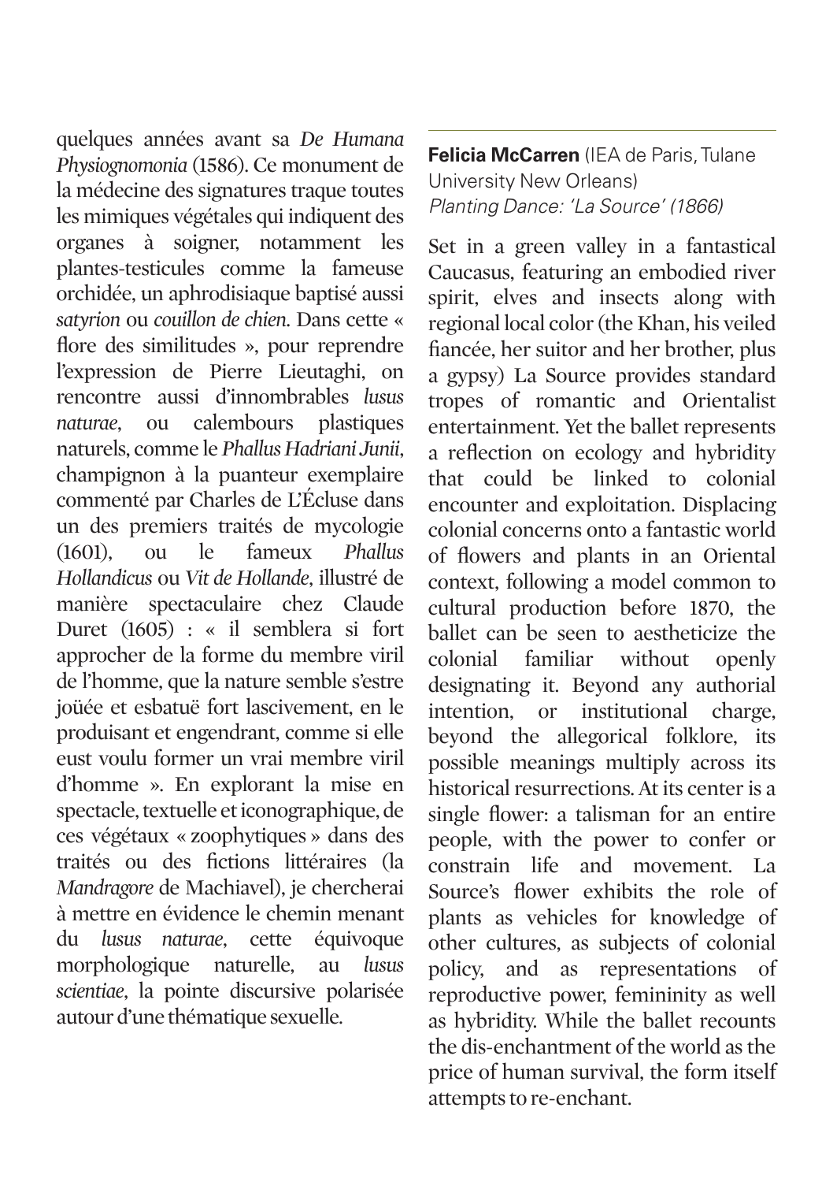quelques années avant sa *De Humana Physiognomonia* (1586). Ce monument de la médecine des signatures traque toutes les mimiques végétales qui indiquent des organes à soigner, notamment les plantes-testicules comme la fameuse orchidée, un aphrodisiaque baptisé aussi *satyrion* ou *couillon de chien*. Dans cette « flore des similitudes », pour reprendre l'expression de Pierre Lieutaghi, on rencontre aussi d'innombrables *lusus naturae*, ou calembours plastiques naturels, comme le *Phallus Hadriani Junii*, champignon à la puanteur exemplaire commenté par Charles de L'Écluse dans un des premiers traités de mycologie (1601), ou le fameux *Phallus Hollandicus* ou *Vit de Hollande*, illustré de manière spectaculaire chez Claude Duret (1605) : « il semblera si fort approcher de la forme du membre viril de l'homme, que la nature semble s'estre joüée et esbatuë fort lascivement, en le produisant et engendrant, comme si elle eust voulu former un vrai membre viril d'homme ». En explorant la mise en spectacle, textuelle et iconographique, de ces végétaux « zoophytiques » dans des traités ou des fictions littéraires (la *Mandragore* de Machiavel), je chercherai à mettre en évidence le chemin menant du *lusus naturae*, cette équivoque morphologique naturelle, au *lusus scientiae*, la pointe discursive polarisée autour d'une thématique sexuelle.

---

**Felicia McCarren** (IEA de Paris, Tulane University New Orleans)
*Planting Dance: 'La Source' (1866)*

Set in a green valley in a fantastical Caucasus, featuring an embodied river spirit, elves and insects along with regional local color (the Khan, his veiled fiancée, her suitor and her brother, plus a gypsy) La Source provides standard tropes of romantic and Orientalist entertainment. Yet the ballet represents a reflection on ecology and hybridity that could be linked to colonial encounter and exploitation. Displacing colonial concerns onto a fantastic world of flowers and plants in an Oriental context, following a model common to cultural production before 1870, the ballet can be seen to aestheticize the colonial familiar without openly designating it. Beyond any authorial intention, or institutional charge, beyond the allegorical folklore, its possible meanings multiply across its historical resurrections. At its center is a single flower: a talisman for an entire people, with the power to confer or constrain life and movement. La Source's flower exhibits the role of plants as vehicles for knowledge of other cultures, as subjects of colonial policy, and as representations of reproductive power, femininity as well as hybridity. While the ballet recounts the dis-enchantment of the world as the price of human survival, the form itself attempts to re-enchant.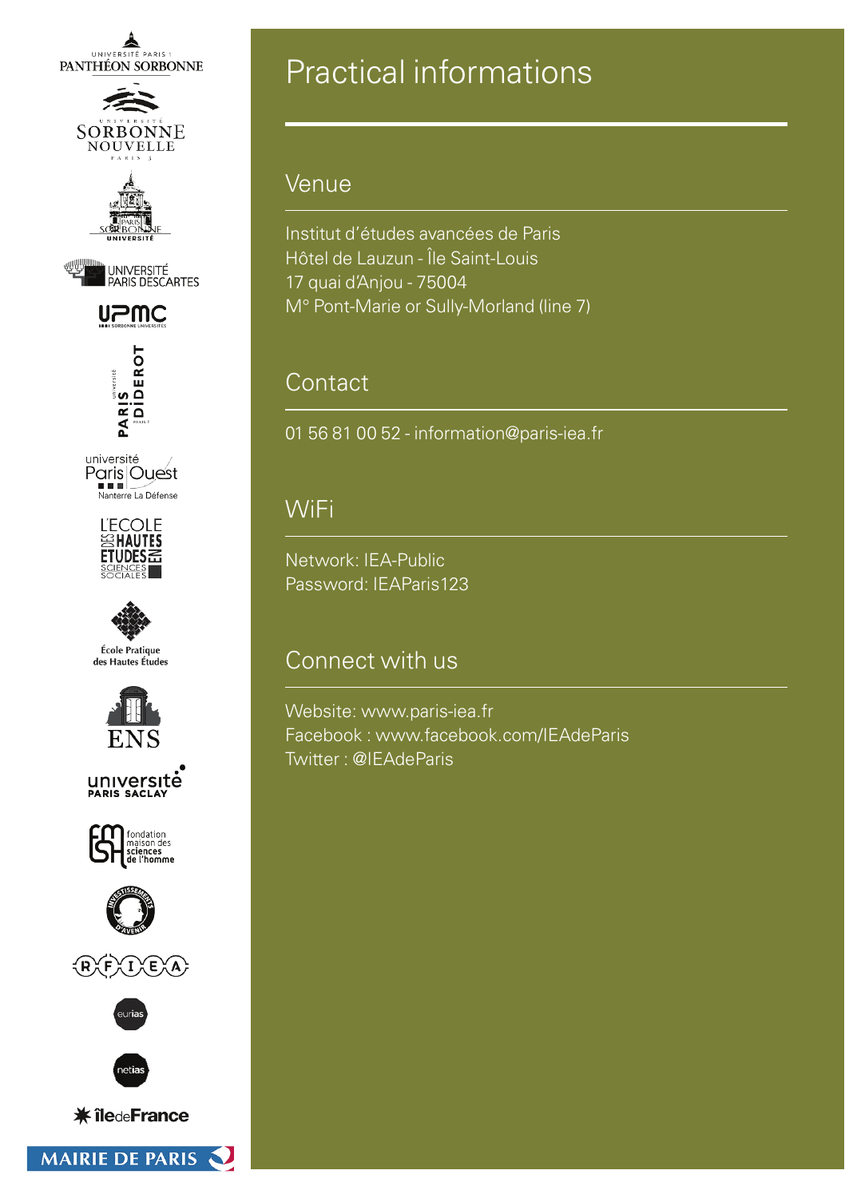# Practical informations

## Venue

Institut d'études avancées de Paris
Hôtel de Lauzun - Île Saint-Louis
17 quai d'Anjou - 75004
M° Pont-Marie or Sully-Morland (line 7)

## Contact

01 56 81 00 52 - information@paris-iea.fr

## WiFi

Network: IEA-Public
Password: IEAParis123

## Connect with us

Website: www.paris-iea.fr
Facebook : www.facebook.com/IEAdeParis
Twitter : @IEAdeParis